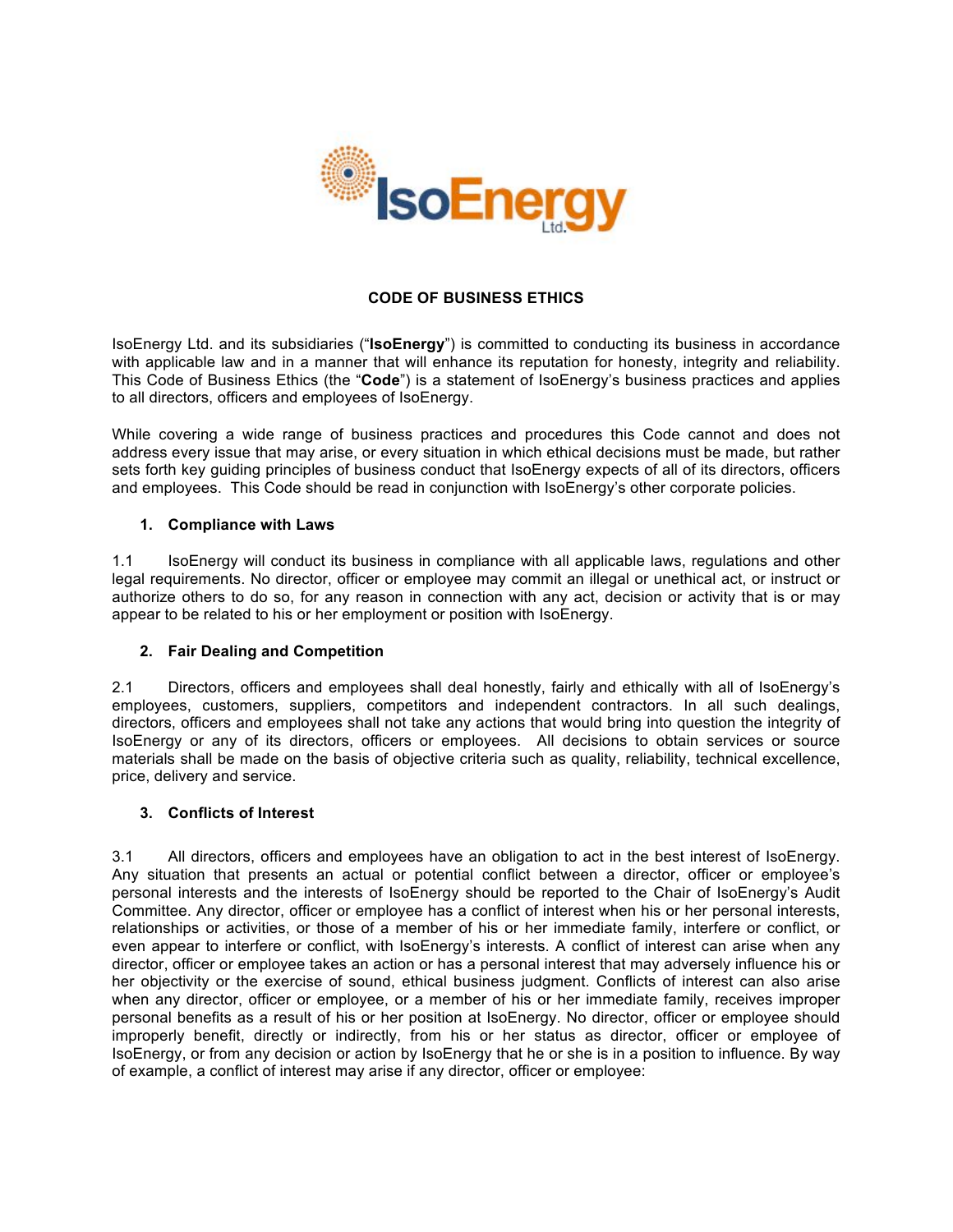# CODE OF BUSINESS ETHICS

IsoEnergy Ltd. and its subsidiaries ("**IsoEnergy**") is committed to conducting its business in accordance with applicable law and in a manner that will enhance its reputation for honesty, integrity and reliability. This Code of Business Ethics (the "**Code**") is a statement of IsoEnergy's business practices and applies to all directors, officers and employees of IsoEnergy.

While covering a wide range of business practices and procedures this Code cannot and does not address every issue that may arise, or every situation in which ethical decisions must be made, but rather sets forth key guiding principles of business conduct that IsoEnergy expects of all of its directors, officers and employees. This Code should be read in conjunction with IsoEnergy's other corporate policies.

## 1. Compliance with Laws

1.1 IsoEnergy will conduct its business in compliance with all applicable laws, regulations and other legal requirements. No director, officer or employee may commit an illegal or unethical act, or instruct or authorize others to do so, for any reason in connection with any act, decision or activity that is or may appear to be related to his or her employment or position with IsoEnergy.

## 2. Fair Dealing and Competition

2.1 Directors, officers and employees shall deal honestly, fairly and ethically with all of IsoEnergy's employees, customers, suppliers, competitors and independent contractors. In all such dealings, directors, officers and employees shall not take any actions that would bring into question the integrity of IsoEnergy or any of its directors, officers or employees. All decisions to obtain services or source materials shall be made on the basis of objective criteria such as quality, reliability, technical excellence, price, delivery and service.

## 3. Conflicts of Interest

3.1 All directors, officers and employees have an obligation to act in the best interest of IsoEnergy. Any situation that presents an actual or potential conflict between a director, officer or employee's personal interests and the interests of IsoEnergy should be reported to the Chair of IsoEnergy's Audit Committee. Any director, officer or employee has a conflict of interest when his or her personal interests, relationships or activities, or those of a member of his or her immediate family, interfere or conflict, or even appear to interfere or conflict, with IsoEnergy's interests. A conflict of interest can arise when any director, officer or employee takes an action or has a personal interest that may adversely influence his or her objectivity or the exercise of sound, ethical business judgment. Conflicts of interest can also arise when any director, officer or employee, or a member of his or her immediate family, receives improper personal benefits as a result of his or her position at IsoEnergy. No director, officer or employee should improperly benefit, directly or indirectly, from his or her status as director, officer or employee of IsoEnergy, or from any decision or action by IsoEnergy that he or she is in a position to influence. By way of example, a conflict of interest may arise if any director, officer or employee: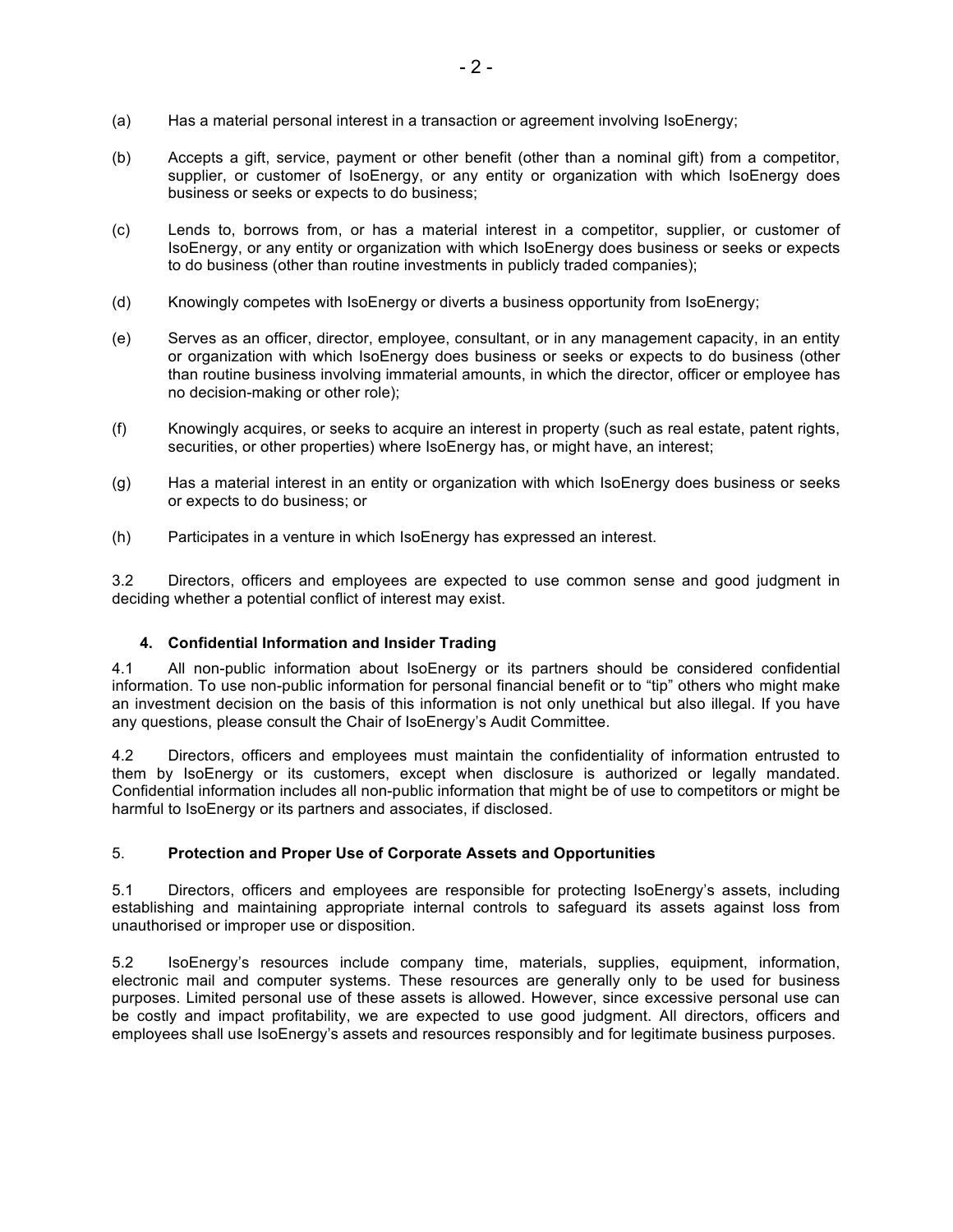(a) Has a material personal interest in a transaction or agreement involving IsoEnergy;

(b) Accepts a gift, service, payment or other benefit (other than a nominal gift) from a competitor, supplier, or customer of IsoEnergy, or any entity or organization with which IsoEnergy does business or seeks or expects to do business;

(c) Lends to, borrows from, or has a material interest in a competitor, supplier, or customer of IsoEnergy, or any entity or organization with which IsoEnergy does business or seeks or expects to do business (other than routine investments in publicly traded companies);

(d) Knowingly competes with IsoEnergy or diverts a business opportunity from IsoEnergy;

(e) Serves as an officer, director, employee, consultant, or in any management capacity, in an entity or organization with which IsoEnergy does business or seeks or expects to do business (other than routine business involving immaterial amounts, in which the director, officer or employee has no decision-making or other role);

(f) Knowingly acquires, or seeks to acquire an interest in property (such as real estate, patent rights, securities, or other properties) where IsoEnergy has, or might have, an interest;

(g) Has a material interest in an entity or organization with which IsoEnergy does business or seeks or expects to do business; or

(h) Participates in a venture in which IsoEnergy has expressed an interest.

3.2 Directors, officers and employees are expected to use common sense and good judgment in deciding whether a potential conflict of interest may exist.

### 4. Confidential Information and Insider Trading

4.1 All non-public information about IsoEnergy or its partners should be considered confidential information. To use non-public information for personal financial benefit or to "tip" others who might make an investment decision on the basis of this information is not only unethical but also illegal. If you have any questions, please consult the Chair of IsoEnergy's Audit Committee.

4.2 Directors, officers and employees must maintain the confidentiality of information entrusted to them by IsoEnergy or its customers, except when disclosure is authorized or legally mandated. Confidential information includes all non-public information that might be of use to competitors or might be harmful to IsoEnergy or its partners and associates, if disclosed.

### 5. Protection and Proper Use of Corporate Assets and Opportunities

5.1 Directors, officers and employees are responsible for protecting IsoEnergy's assets, including establishing and maintaining appropriate internal controls to safeguard its assets against loss from unauthorised or improper use or disposition.

5.2 IsoEnergy's resources include company time, materials, supplies, equipment, information, electronic mail and computer systems. These resources are generally only to be used for business purposes. Limited personal use of these assets is allowed. However, since excessive personal use can be costly and impact profitability, we are expected to use good judgment. All directors, officers and employees shall use IsoEnergy's assets and resources responsibly and for legitimate business purposes.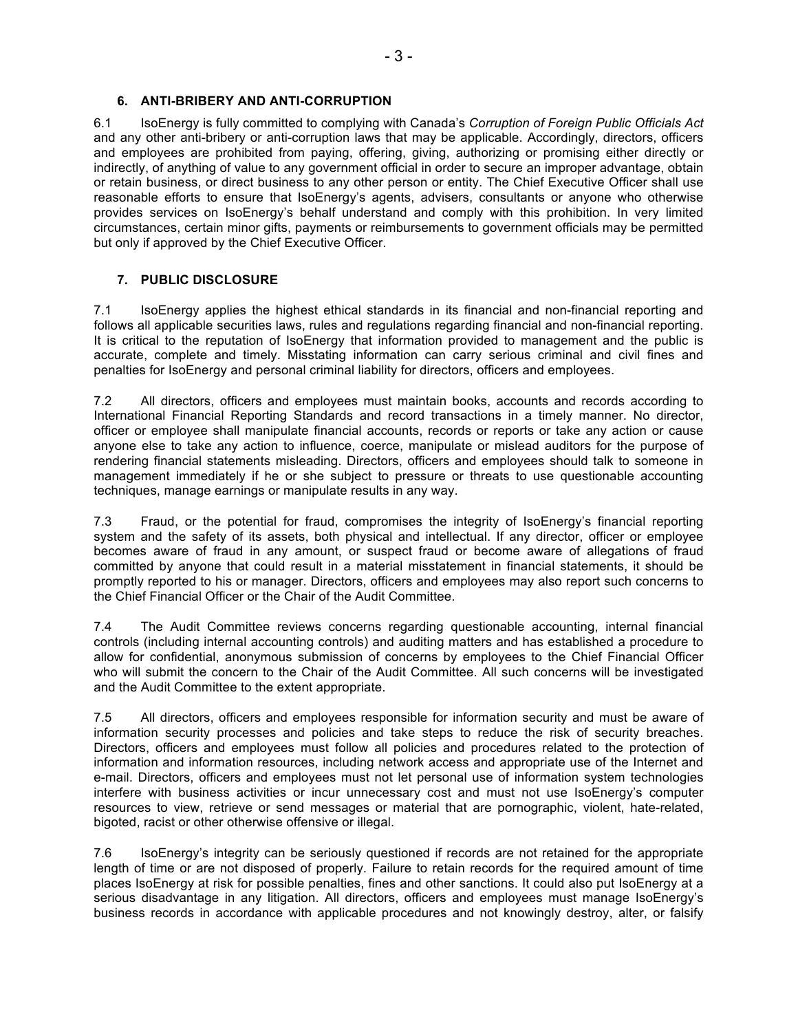## 6. ANTI-BRIBERY AND ANTI-CORRUPTION

6.1 IsoEnergy is fully committed to complying with Canada's *Corruption of Foreign Public Officials Act* and any other anti-bribery or anti-corruption laws that may be applicable. Accordingly, directors, officers and employees are prohibited from paying, offering, giving, authorizing or promising either directly or indirectly, of anything of value to any government official in order to secure an improper advantage, obtain or retain business, or direct business to any other person or entity. The Chief Executive Officer shall use reasonable efforts to ensure that IsoEnergy's agents, advisers, consultants or anyone who otherwise provides services on IsoEnergy's behalf understand and comply with this prohibition. In very limited circumstances, certain minor gifts, payments or reimbursements to government officials may be permitted but only if approved by the Chief Executive Officer.

## 7. PUBLIC DISCLOSURE

7.1 IsoEnergy applies the highest ethical standards in its financial and non-financial reporting and follows all applicable securities laws, rules and regulations regarding financial and non-financial reporting. It is critical to the reputation of IsoEnergy that information provided to management and the public is accurate, complete and timely. Misstating information can carry serious criminal and civil fines and penalties for IsoEnergy and personal criminal liability for directors, officers and employees.

7.2 All directors, officers and employees must maintain books, accounts and records according to International Financial Reporting Standards and record transactions in a timely manner. No director, officer or employee shall manipulate financial accounts, records or reports or take any action or cause anyone else to take any action to influence, coerce, manipulate or mislead auditors for the purpose of rendering financial statements misleading. Directors, officers and employees should talk to someone in management immediately if he or she subject to pressure or threats to use questionable accounting techniques, manage earnings or manipulate results in any way.

7.3 Fraud, or the potential for fraud, compromises the integrity of IsoEnergy's financial reporting system and the safety of its assets, both physical and intellectual. If any director, officer or employee becomes aware of fraud in any amount, or suspect fraud or become aware of allegations of fraud committed by anyone that could result in a material misstatement in financial statements, it should be promptly reported to his or manager. Directors, officers and employees may also report such concerns to the Chief Financial Officer or the Chair of the Audit Committee.

7.4 The Audit Committee reviews concerns regarding questionable accounting, internal financial controls (including internal accounting controls) and auditing matters and has established a procedure to allow for confidential, anonymous submission of concerns by employees to the Chief Financial Officer who will submit the concern to the Chair of the Audit Committee. All such concerns will be investigated and the Audit Committee to the extent appropriate.

7.5 All directors, officers and employees responsible for information security and must be aware of information security processes and policies and take steps to reduce the risk of security breaches. Directors, officers and employees must follow all policies and procedures related to the protection of information and information resources, including network access and appropriate use of the Internet and e-mail. Directors, officers and employees must not let personal use of information system technologies interfere with business activities or incur unnecessary cost and must not use IsoEnergy's computer resources to view, retrieve or send messages or material that are pornographic, violent, hate-related, bigoted, racist or other otherwise offensive or illegal.

7.6 IsoEnergy's integrity can be seriously questioned if records are not retained for the appropriate length of time or are not disposed of properly. Failure to retain records for the required amount of time places IsoEnergy at risk for possible penalties, fines and other sanctions. It could also put IsoEnergy at a serious disadvantage in any litigation. All directors, officers and employees must manage IsoEnergy's business records in accordance with applicable procedures and not knowingly destroy, alter, or falsify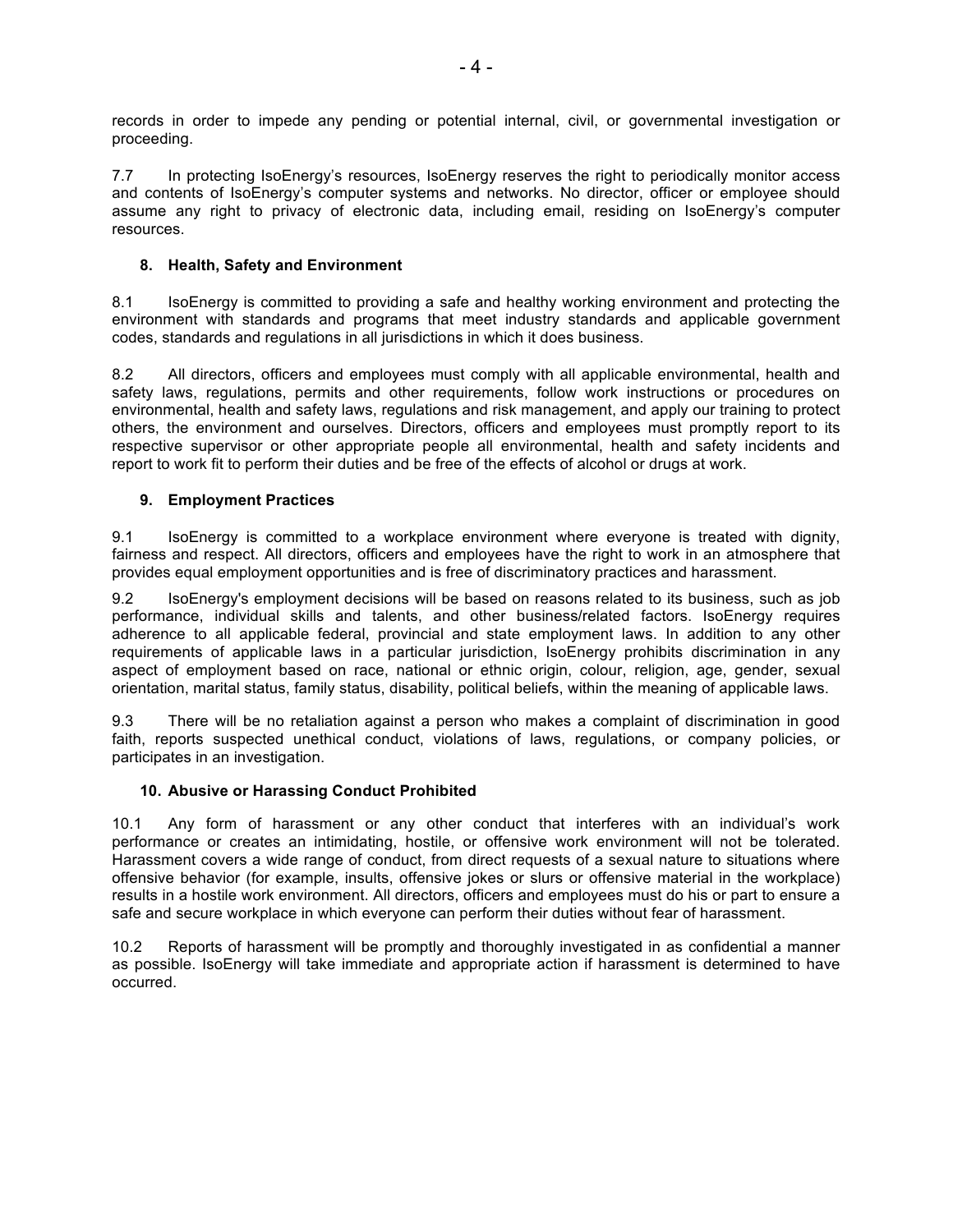records in order to impede any pending or potential internal, civil, or governmental investigation or proceeding.

7.7 In protecting IsoEnergy's resources, IsoEnergy reserves the right to periodically monitor access and contents of IsoEnergy's computer systems and networks. No director, officer or employee should assume any right to privacy of electronic data, including email, residing on IsoEnergy's computer resources.

## 8. Health, Safety and Environment

8.1 IsoEnergy is committed to providing a safe and healthy working environment and protecting the environment with standards and programs that meet industry standards and applicable government codes, standards and regulations in all jurisdictions in which it does business.

8.2 All directors, officers and employees must comply with all applicable environmental, health and safety laws, regulations, permits and other requirements, follow work instructions or procedures on environmental, health and safety laws, regulations and risk management, and apply our training to protect others, the environment and ourselves. Directors, officers and employees must promptly report to its respective supervisor or other appropriate people all environmental, health and safety incidents and report to work fit to perform their duties and be free of the effects of alcohol or drugs at work.

## 9. Employment Practices

9.1 IsoEnergy is committed to a workplace environment where everyone is treated with dignity, fairness and respect. All directors, officers and employees have the right to work in an atmosphere that provides equal employment opportunities and is free of discriminatory practices and harassment.

9.2 IsoEnergy's employment decisions will be based on reasons related to its business, such as job performance, individual skills and talents, and other business/related factors. IsoEnergy requires adherence to all applicable federal, provincial and state employment laws. In addition to any other requirements of applicable laws in a particular jurisdiction, IsoEnergy prohibits discrimination in any aspect of employment based on race, national or ethnic origin, colour, religion, age, gender, sexual orientation, marital status, family status, disability, political beliefs, within the meaning of applicable laws.

9.3 There will be no retaliation against a person who makes a complaint of discrimination in good faith, reports suspected unethical conduct, violations of laws, regulations, or company policies, or participates in an investigation.

## 10. Abusive or Harassing Conduct Prohibited

10.1 Any form of harassment or any other conduct that interferes with an individual's work performance or creates an intimidating, hostile, or offensive work environment will not be tolerated. Harassment covers a wide range of conduct, from direct requests of a sexual nature to situations where offensive behavior (for example, insults, offensive jokes or slurs or offensive material in the workplace) results in a hostile work environment. All directors, officers and employees must do his or part to ensure a safe and secure workplace in which everyone can perform their duties without fear of harassment.

10.2 Reports of harassment will be promptly and thoroughly investigated in as confidential a manner as possible. IsoEnergy will take immediate and appropriate action if harassment is determined to have occurred.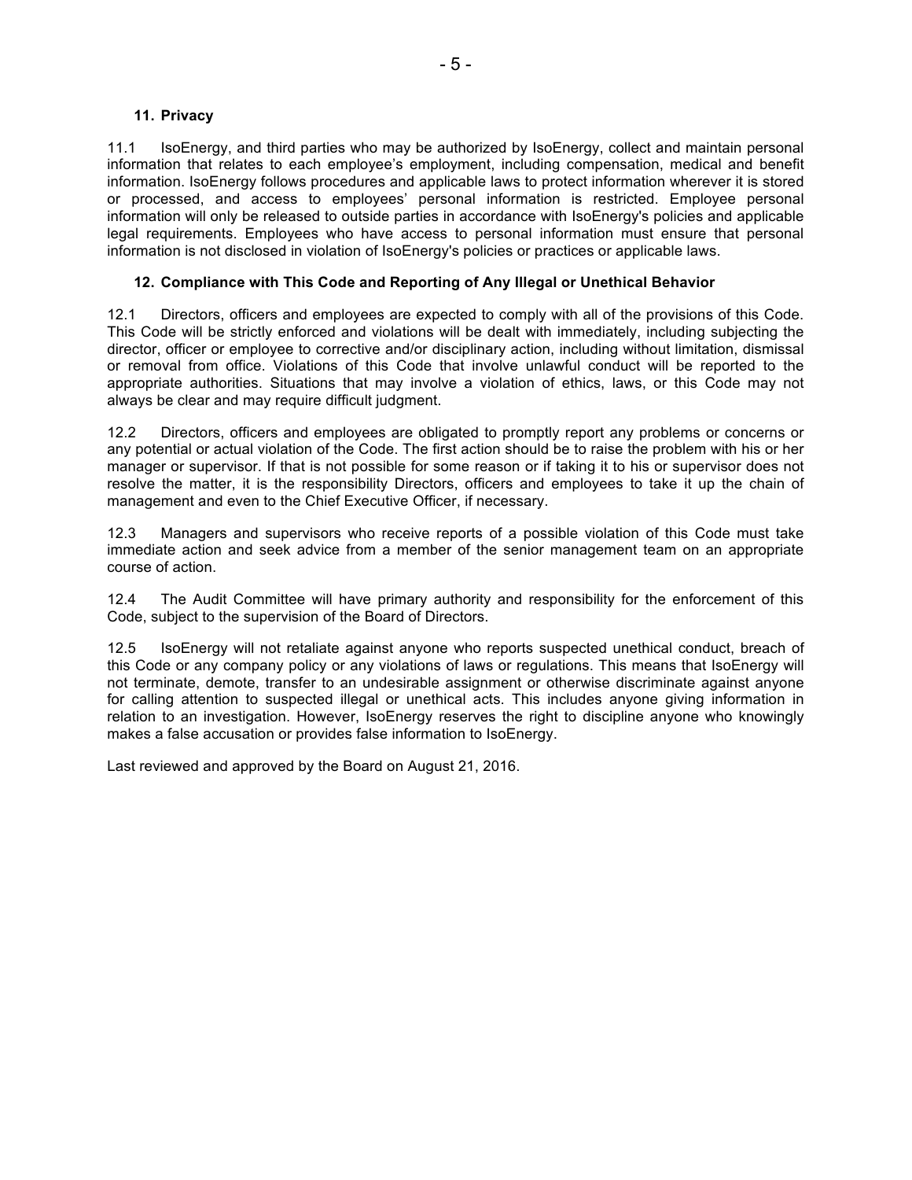### 11. Privacy

11.1 IsoEnergy, and third parties who may be authorized by IsoEnergy, collect and maintain personal information that relates to each employee's employment, including compensation, medical and benefit information. IsoEnergy follows procedures and applicable laws to protect information wherever it is stored or processed, and access to employees' personal information is restricted. Employee personal information will only be released to outside parties in accordance with IsoEnergy's policies and applicable legal requirements. Employees who have access to personal information must ensure that personal information is not disclosed in violation of IsoEnergy's policies or practices or applicable laws.

### 12. Compliance with This Code and Reporting of Any Illegal or Unethical Behavior

12.1 Directors, officers and employees are expected to comply with all of the provisions of this Code. This Code will be strictly enforced and violations will be dealt with immediately, including subjecting the director, officer or employee to corrective and/or disciplinary action, including without limitation, dismissal or removal from office. Violations of this Code that involve unlawful conduct will be reported to the appropriate authorities. Situations that may involve a violation of ethics, laws, or this Code may not always be clear and may require difficult judgment.

12.2 Directors, officers and employees are obligated to promptly report any problems or concerns or any potential or actual violation of the Code. The first action should be to raise the problem with his or her manager or supervisor. If that is not possible for some reason or if taking it to his or supervisor does not resolve the matter, it is the responsibility Directors, officers and employees to take it up the chain of management and even to the Chief Executive Officer, if necessary.

12.3 Managers and supervisors who receive reports of a possible violation of this Code must take immediate action and seek advice from a member of the senior management team on an appropriate course of action.

12.4 The Audit Committee will have primary authority and responsibility for the enforcement of this Code, subject to the supervision of the Board of Directors.

12.5 IsoEnergy will not retaliate against anyone who reports suspected unethical conduct, breach of this Code or any company policy or any violations of laws or regulations. This means that IsoEnergy will not terminate, demote, transfer to an undesirable assignment or otherwise discriminate against anyone for calling attention to suspected illegal or unethical acts. This includes anyone giving information in relation to an investigation. However, IsoEnergy reserves the right to discipline anyone who knowingly makes a false accusation or provides false information to IsoEnergy.

Last reviewed and approved by the Board on August 21, 2016.